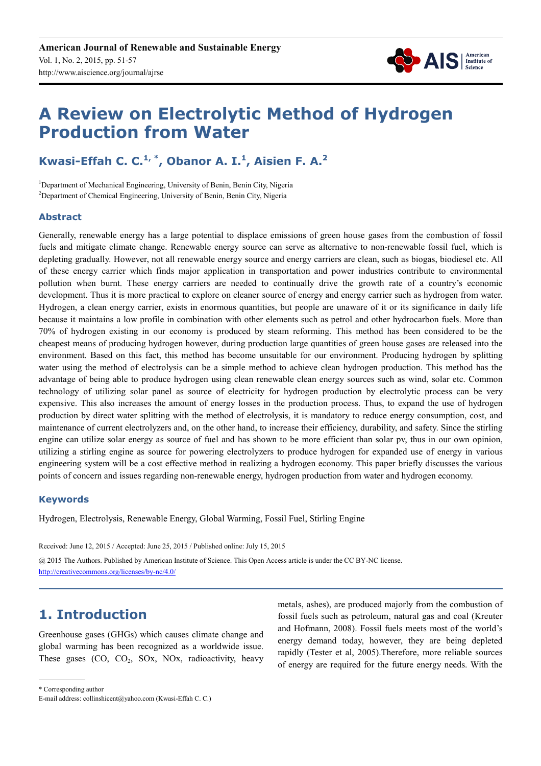# A Review on Electrolytic Method of Hydrogen Production from Water

**Kwasi-Effah C. C.[1, *], Obanor A. I.[1], Aisien F. A.[2]**

[1]Department of Mechanical Engineering, University of Benin, Benin City, Nigeria
[2]Department of Chemical Engineering, University of Benin, Benin City, Nigeria

## Abstract

Generally, renewable energy has a large potential to displace emissions of green house gases from the combustion of fossil fuels and mitigate climate change. Renewable energy source can serve as alternative to non-renewable fossil fuel, which is depleting gradually. However, not all renewable energy source and energy carriers are clean, such as biogas, biodiesel etc. All of these energy carrier which finds major application in transportation and power industries contribute to environmental pollution when burnt. These energy carriers are needed to continually drive the growth rate of a country's economic development. Thus it is more practical to explore on cleaner source of energy and energy carrier such as hydrogen from water. Hydrogen, a clean energy carrier, exists in enormous quantities, but people are unaware of it or its significance in daily life because it maintains a low profile in combination with other elements such as petrol and other hydrocarbon fuels. More than 70% of hydrogen existing in our economy is produced by steam reforming. This method has been considered to be the cheapest means of producing hydrogen however, during production large quantities of green house gases are released into the environment. Based on this fact, this method has become unsuitable for our environment. Producing hydrogen by splitting water using the method of electrolysis can be a simple method to achieve clean hydrogen production. This method has the advantage of being able to produce hydrogen using clean renewable clean energy sources such as wind, solar etc. Common technology of utilizing solar panel as source of electricity for hydrogen production by electrolytic process can be very expensive. This also increases the amount of energy losses in the production process. Thus, to expand the use of hydrogen production by direct water splitting with the method of electrolysis, it is mandatory to reduce energy consumption, cost, and maintenance of current electrolyzers and, on the other hand, to increase their efficiency, durability, and safety. Since the stirling engine can utilize solar energy as source of fuel and has shown to be more efficient than solar pv, thus in our own opinion, utilizing a stirling engine as source for powering electrolyzers to produce hydrogen for expanded use of energy in various engineering system will be a cost effective method in realizing a hydrogen economy. This paper briefly discusses the various points of concern and issues regarding non-renewable energy, hydrogen production from water and hydrogen economy.

## Keywords

Hydrogen, Electrolysis, Renewable Energy, Global Warming, Fossil Fuel, Stirling Engine

Received: June 12, 2015 / Accepted: June 25, 2015 / Published online: July 15, 2015

@ 2015 The Authors. Published by American Institute of Science. This Open Access article is under the CC BY-NC license. http://creativecommons.org/licenses/by-nc/4.0/

## 1. Introduction

Greenhouse gases (GHGs) which causes climate change and global warming has been recognized as a worldwide issue. These gases (CO, $CO_2$, $SO_x$, $NO_x$, radioactivity, heavy metals, ashes), are produced majorly from the combustion of fossil fuels such as petroleum, natural gas and coal (Kreuter and Hofmann, 2008). Fossil fuels meets most of the world's energy demand today, however, they are being depleted rapidly (Tester et al, 2005).Therefore, more reliable sources of energy are required for the future energy needs. With the

\* Corresponding author
E-mail address: collinshicent@yahoo.com (Kwasi-Effah C. C.)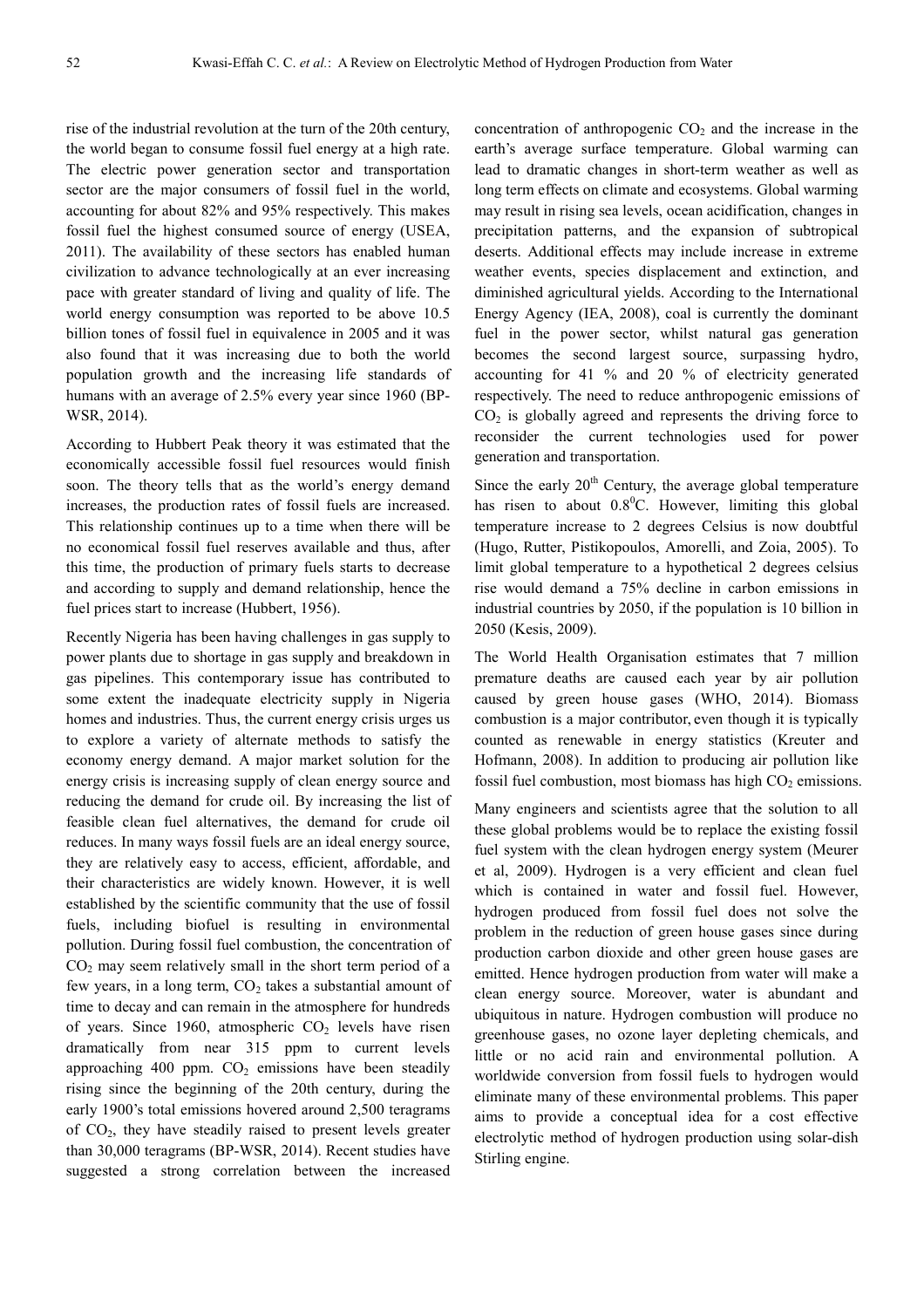rise of the industrial revolution at the turn of the 20th century, the world began to consume fossil fuel energy at a high rate. The electric power generation sector and transportation sector are the major consumers of fossil fuel in the world, accounting for about 82% and 95% respectively. This makes fossil fuel the highest consumed source of energy (USEA, 2011). The availability of these sectors has enabled human civilization to advance technologically at an ever increasing pace with greater standard of living and quality of life. The world energy consumption was reported to be above 10.5 billion tones of fossil fuel in equivalence in 2005 and it was also found that it was increasing due to both the world population growth and the increasing life standards of humans with an average of 2.5% every year since 1960 (BP-WSR, 2014).

According to Hubbert Peak theory it was estimated that the economically accessible fossil fuel resources would finish soon. The theory tells that as the world's energy demand increases, the production rates of fossil fuels are increased. This relationship continues up to a time when there will be no economical fossil fuel reserves available and thus, after this time, the production of primary fuels starts to decrease and according to supply and demand relationship, hence the fuel prices start to increase (Hubbert, 1956).

Recently Nigeria has been having challenges in gas supply to power plants due to shortage in gas supply and breakdown in gas pipelines. This contemporary issue has contributed to some extent the inadequate electricity supply in Nigeria homes and industries. Thus, the current energy crisis urges us to explore a variety of alternate methods to satisfy the economy energy demand. A major market solution for the energy crisis is increasing supply of clean energy source and reducing the demand for crude oil. By increasing the list of feasible clean fuel alternatives, the demand for crude oil reduces. In many ways fossil fuels are an ideal energy source, they are relatively easy to access, efficient, affordable, and their characteristics are widely known. However, it is well established by the scientific community that the use of fossil fuels, including biofuel is resulting in environmental pollution. During fossil fuel combustion, the concentration of $CO_2$ may seem relatively small in the short term period of a few years, in a long term, $CO_2$ takes a substantial amount of time to decay and can remain in the atmosphere for hundreds of years. Since 1960, atmospheric $CO_2$ levels have risen dramatically from near 315 ppm to current levels approaching 400 ppm. $CO_2$ emissions have been steadily rising since the beginning of the 20th century, during the early 1900's total emissions hovered around 2,500 teragrams of $CO_2$, they have steadily raised to present levels greater than 30,000 teragrams (BP-WSR, 2014). Recent studies have suggested a strong correlation between the increased concentration of anthropogenic $CO_2$ and the increase in the earth's average surface temperature. Global warming can lead to dramatic changes in short-term weather as well as long term effects on climate and ecosystems. Global warming may result in rising sea levels, ocean acidification, changes in precipitation patterns, and the expansion of subtropical deserts. Additional effects may include increase in extreme weather events, species displacement and extinction, and diminished agricultural yields. According to the International Energy Agency (IEA, 2008), coal is currently the dominant fuel in the power sector, whilst natural gas generation becomes the second largest source, surpassing hydro, accounting for 41 % and 20 % of electricity generated respectively. The need to reduce anthropogenic emissions of $CO_2$ is globally agreed and represents the driving force to reconsider the current technologies used for power generation and transportation.

Since the early $20^{th}$ Century, the average global temperature has risen to about $0.8^{0}$C. However, limiting this global temperature increase to 2 degrees Celsius is now doubtful (Hugo, Rutter, Pistikopoulos, Amorelli, and Zoia, 2005). To limit global temperature to a hypothetical 2 degrees celsius rise would demand a 75% decline in carbon emissions in industrial countries by 2050, if the population is 10 billion in 2050 (Kesis, 2009).

The World Health Organisation estimates that 7 million premature deaths are caused each year by air pollution caused by green house gases (WHO, 2014). Biomass combustion is a major contributor, even though it is typically counted as renewable in energy statistics (Kreuter and Hofmann, 2008). In addition to producing air pollution like fossil fuel combustion, most biomass has high $CO_2$ emissions.

Many engineers and scientists agree that the solution to all these global problems would be to replace the existing fossil fuel system with the clean hydrogen energy system (Meurer et al, 2009). Hydrogen is a very efficient and clean fuel which is contained in water and fossil fuel. However, hydrogen produced from fossil fuel does not solve the problem in the reduction of green house gases since during production carbon dioxide and other green house gases are emitted. Hence hydrogen production from water will make a clean energy source. Moreover, water is abundant and ubiquitous in nature. Hydrogen combustion will produce no greenhouse gases, no ozone layer depleting chemicals, and little or no acid rain and environmental pollution. A worldwide conversion from fossil fuels to hydrogen would eliminate many of these environmental problems. This paper aims to provide a conceptual idea for a cost effective electrolytic method of hydrogen production using solar-dish Stirling engine.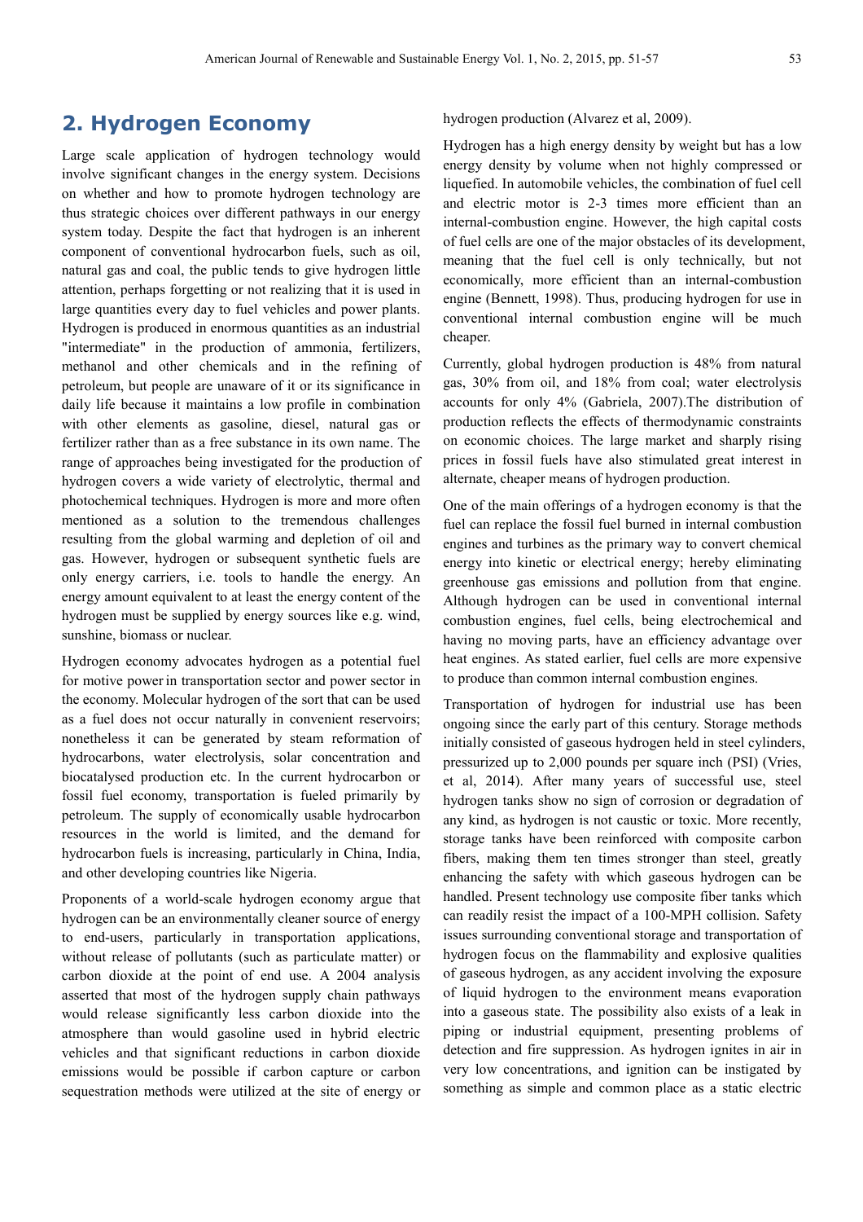## 2. Hydrogen Economy

Large scale application of hydrogen technology would involve significant changes in the energy system. Decisions on whether and how to promote hydrogen technology are thus strategic choices over different pathways in our energy system today. Despite the fact that hydrogen is an inherent component of conventional hydrocarbon fuels, such as oil, natural gas and coal, the public tends to give hydrogen little attention, perhaps forgetting or not realizing that it is used in large quantities every day to fuel vehicles and power plants. Hydrogen is produced in enormous quantities as an industrial "intermediate" in the production of ammonia, fertilizers, methanol and other chemicals and in the refining of petroleum, but people are unaware of it or its significance in daily life because it maintains a low profile in combination with other elements as gasoline, diesel, natural gas or fertilizer rather than as a free substance in its own name. The range of approaches being investigated for the production of hydrogen covers a wide variety of electrolytic, thermal and photochemical techniques. Hydrogen is more and more often mentioned as a solution to the tremendous challenges resulting from the global warming and depletion of oil and gas. However, hydrogen or subsequent synthetic fuels are only energy carriers, i.e. tools to handle the energy. An energy amount equivalent to at least the energy content of the hydrogen must be supplied by energy sources like e.g. wind, sunshine, biomass or nuclear.

Hydrogen economy advocates hydrogen as a potential fuel for motive power in transportation sector and power sector in the economy. Molecular hydrogen of the sort that can be used as a fuel does not occur naturally in convenient reservoirs; nonetheless it can be generated by steam reformation of hydrocarbons, water electrolysis, solar concentration and biocatalysed production etc. In the current hydrocarbon or fossil fuel economy, transportation is fueled primarily by petroleum. The supply of economically usable hydrocarbon resources in the world is limited, and the demand for hydrocarbon fuels is increasing, particularly in China, India, and other developing countries like Nigeria.

Proponents of a world-scale hydrogen economy argue that hydrogen can be an environmentally cleaner source of energy to end-users, particularly in transportation applications, without release of pollutants (such as particulate matter) or carbon dioxide at the point of end use. A 2004 analysis asserted that most of the hydrogen supply chain pathways would release significantly less carbon dioxide into the atmosphere than would gasoline used in hybrid electric vehicles and that significant reductions in carbon dioxide emissions would be possible if carbon capture or carbon sequestration methods were utilized at the site of energy or hydrogen production (Alvarez et al, 2009).

Hydrogen has a high energy density by weight but has a low energy density by volume when not highly compressed or liquefied. In automobile vehicles, the combination of fuel cell and electric motor is 2-3 times more efficient than an internal-combustion engine. However, the high capital costs of fuel cells are one of the major obstacles of its development, meaning that the fuel cell is only technically, but not economically, more efficient than an internal-combustion engine (Bennett, 1998). Thus, producing hydrogen for use in conventional internal combustion engine will be much cheaper.

Currently, global hydrogen production is 48% from natural gas, 30% from oil, and 18% from coal; water electrolysis accounts for only 4% (Gabriela, 2007).The distribution of production reflects the effects of thermodynamic constraints on economic choices. The large market and sharply rising prices in fossil fuels have also stimulated great interest in alternate, cheaper means of hydrogen production.

One of the main offerings of a hydrogen economy is that the fuel can replace the fossil fuel burned in internal combustion engines and turbines as the primary way to convert chemical energy into kinetic or electrical energy; hereby eliminating greenhouse gas emissions and pollution from that engine. Although hydrogen can be used in conventional internal combustion engines, fuel cells, being electrochemical and having no moving parts, have an efficiency advantage over heat engines. As stated earlier, fuel cells are more expensive to produce than common internal combustion engines.

Transportation of hydrogen for industrial use has been ongoing since the early part of this century. Storage methods initially consisted of gaseous hydrogen held in steel cylinders, pressurized up to 2,000 pounds per square inch (PSI) (Vries, et al, 2014). After many years of successful use, steel hydrogen tanks show no sign of corrosion or degradation of any kind, as hydrogen is not caustic or toxic. More recently, storage tanks have been reinforced with composite carbon fibers, making them ten times stronger than steel, greatly enhancing the safety with which gaseous hydrogen can be handled. Present technology use composite fiber tanks which can readily resist the impact of a 100-MPH collision. Safety issues surrounding conventional storage and transportation of hydrogen focus on the flammability and explosive qualities of gaseous hydrogen, as any accident involving the exposure of liquid hydrogen to the environment means evaporation into a gaseous state. The possibility also exists of a leak in piping or industrial equipment, presenting problems of detection and fire suppression. As hydrogen ignites in air in very low concentrations, and ignition can be instigated by something as simple and common place as a static electric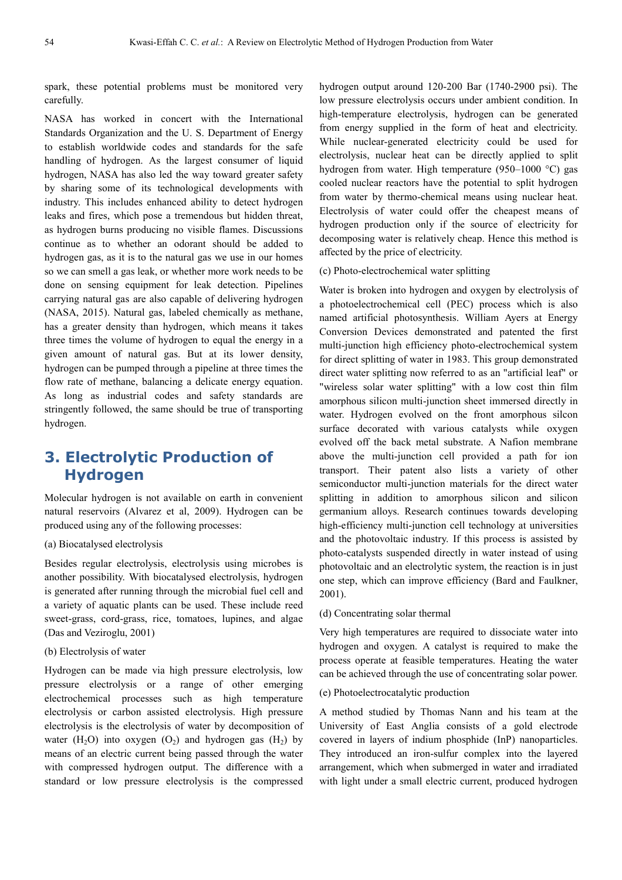spark, these potential problems must be monitored very carefully.

NASA has worked in concert with the International Standards Organization and the U. S. Department of Energy to establish worldwide codes and standards for the safe handling of hydrogen. As the largest consumer of liquid hydrogen, NASA has also led the way toward greater safety by sharing some of its technological developments with industry. This includes enhanced ability to detect hydrogen leaks and fires, which pose a tremendous but hidden threat, as hydrogen burns producing no visible flames. Discussions continue as to whether an odorant should be added to hydrogen gas, as it is to the natural gas we use in our homes so we can smell a gas leak, or whether more work needs to be done on sensing equipment for leak detection. Pipelines carrying natural gas are also capable of delivering hydrogen (NASA, 2015). Natural gas, labeled chemically as methane, has a greater density than hydrogen, which means it takes three times the volume of hydrogen to equal the energy in a given amount of natural gas. But at its lower density, hydrogen can be pumped through a pipeline at three times the flow rate of methane, balancing a delicate energy equation. As long as industrial codes and safety standards are stringently followed, the same should be true of transporting hydrogen.

## 3. Electrolytic Production of Hydrogen

Molecular hydrogen is not available on earth in convenient natural reservoirs (Alvarez et al, 2009). Hydrogen can be produced using any of the following processes:

(a) Biocatalysed electrolysis

Besides regular electrolysis, electrolysis using microbes is another possibility. With biocatalysed electrolysis, hydrogen is generated after running through the microbial fuel cell and a variety of aquatic plants can be used. These include reed sweet-grass, cord-grass, rice, tomatoes, lupines, and algae (Das and Veziroglu, 2001)

(b) Electrolysis of water

Hydrogen can be made via high pressure electrolysis, low pressure electrolysis or a range of other emerging electrochemical processes such as high temperature electrolysis or carbon assisted electrolysis. High pressure electrolysis is the electrolysis of water by decomposition of water ($H_2O$) into oxygen ($O_2$) and hydrogen gas ($H_2$) by means of an electric current being passed through the water with compressed hydrogen output. The difference with a standard or low pressure electrolysis is the compressed hydrogen output around 120-200 Bar (1740-2900 psi). The low pressure electrolysis occurs under ambient condition. In high-temperature electrolysis, hydrogen can be generated from energy supplied in the form of heat and electricity. While nuclear-generated electricity could be used for electrolysis, nuclear heat can be directly applied to split hydrogen from water. High temperature (950–1000 °C) gas cooled nuclear reactors have the potential to split hydrogen from water by thermo-chemical means using nuclear heat. Electrolysis of water could offer the cheapest means of hydrogen production only if the source of electricity for decomposing water is relatively cheap. Hence this method is affected by the price of electricity.

(c) Photo-electrochemical water splitting

Water is broken into hydrogen and oxygen by electrolysis of a photoelectrochemical cell (PEC) process which is also named artificial photosynthesis. William Ayers at Energy Conversion Devices demonstrated and patented the first multi-junction high efficiency photo-electrochemical system for direct splitting of water in 1983. This group demonstrated direct water splitting now referred to as an "artificial leaf" or "wireless solar water splitting" with a low cost thin film amorphous silicon multi-junction sheet immersed directly in water. Hydrogen evolved on the front amorphous silcon surface decorated with various catalysts while oxygen evolved off the back metal substrate. A Nafion membrane above the multi-junction cell provided a path for ion transport. Their patent also lists a variety of other semiconductor multi-junction materials for the direct water splitting in addition to amorphous silicon and silicon germanium alloys. Research continues towards developing high-efficiency multi-junction cell technology at universities and the photovoltaic industry. If this process is assisted by photo-catalysts suspended directly in water instead of using photovoltaic and an electrolytic system, the reaction is in just one step, which can improve efficiency (Bard and Faulkner, 2001).

(d) Concentrating solar thermal

Very high temperatures are required to dissociate water into hydrogen and oxygen. A catalyst is required to make the process operate at feasible temperatures. Heating the water can be achieved through the use of concentrating solar power.

(e) Photoelectrocatalytic production

A method studied by Thomas Nann and his team at the University of East Anglia consists of a gold electrode covered in layers of indium phosphide (InP) nanoparticles. They introduced an iron-sulfur complex into the layered arrangement, which when submerged in water and irradiated with light under a small electric current, produced hydrogen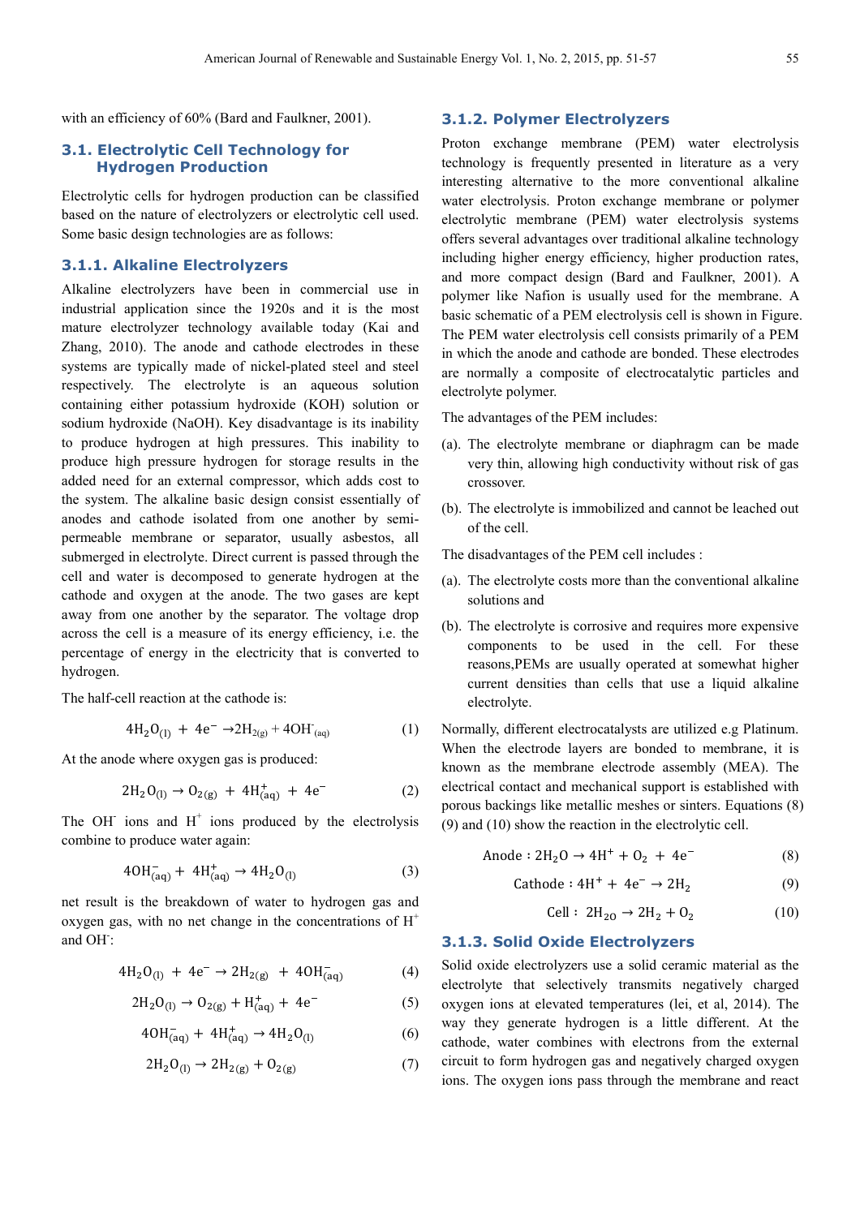with an efficiency of 60% (Bard and Faulkner, 2001).

## 3.1. Electrolytic Cell Technology for Hydrogen Production

Electrolytic cells for hydrogen production can be classified based on the nature of electrolyzers or electrolytic cell used. Some basic design technologies are as follows:

### 3.1.1. Alkaline Electrolyzers

Alkaline electrolyzers have been in commercial use in industrial application since the 1920s and it is the most mature electrolyzer technology available today (Kai and Zhang, 2010). The anode and cathode electrodes in these systems are typically made of nickel-plated steel and steel respectively. The electrolyte is an aqueous solution containing either potassium hydroxide (KOH) solution or sodium hydroxide (NaOH). Key disadvantage is its inability to produce hydrogen at high pressures. This inability to produce high pressure hydrogen for storage results in the added need for an external compressor, which adds cost to the system. The alkaline basic design consist essentially of anodes and cathode isolated from one another by semi-permeable membrane or separator, usually asbestos, all submerged in electrolyte. Direct current is passed through the cell and water is decomposed to generate hydrogen at the cathode and oxygen at the anode. The two gases are kept away from one another by the separator. The voltage drop across the cell is a measure of its energy efficiency, i.e. the percentage of energy in the electricity that is converted to hydrogen.

The half-cell reaction at the cathode is:

$$4H_2O_{(l)} + 4e^- \rightarrow 2H_{2(g)} + 4OH^-_{(aq)} \quad (1)$$

At the anode where oxygen gas is produced:

$$2H_2O_{(l)} \rightarrow O_{2(g)} + 4H^+_{(aq)} + 4e^- \quad (2)$$

The $OH^-$ ions and $H^+$ ions produced by the electrolysis combine to produce water again:

$$4OH^-_{(aq)} + 4H^+_{(aq)} \rightarrow 4H_2O_{(l)} \quad (3)$$

net result is the breakdown of water to hydrogen gas and oxygen gas, with no net change in the concentrations of $H^+$ and $OH^-$:

$$4H_2O_{(l)} + 4e^- \rightarrow 2H_{2(g)} + 4OH^-_{(aq)} \quad (4)$$

$$2H_2O_{(l)} \rightarrow O_{2(g)} + H^+_{(aq)} + 4e^- \quad (5)$$

$$4OH^-_{(aq)} + 4H^+_{(aq)} \rightarrow 4H_2O_{(l)} \quad (6)$$

$$2H_2O_{(l)} \rightarrow 2H_{2(g)} + O_{2(g)} \quad (7)$$

### 3.1.2. Polymer Electrolyzers

Proton exchange membrane (PEM) water electrolysis technology is frequently presented in literature as a very interesting alternative to the more conventional alkaline water electrolysis. Proton exchange membrane or polymer electrolytic membrane (PEM) water electrolysis systems offers several advantages over traditional alkaline technology including higher energy efficiency, higher production rates, and more compact design (Bard and Faulkner, 2001). A polymer like Nafion is usually used for the membrane. A basic schematic of a PEM electrolysis cell is shown in Figure. The PEM water electrolysis cell consists primarily of a PEM in which the anode and cathode are bonded. These electrodes are normally a composite of electrocatalytic particles and electrolyte polymer.

The advantages of the PEM includes:

(a). The electrolyte membrane or diaphragm can be made very thin, allowing high conductivity without risk of gas crossover.

(b). The electrolyte is immobilized and cannot be leached out of the cell.

The disadvantages of the PEM cell includes :

(a). The electrolyte costs more than the conventional alkaline solutions and

(b). The electrolyte is corrosive and requires more expensive components to be used in the cell. For these reasons,PEMs are usually operated at somewhat higher current densities than cells that use a liquid alkaline electrolyte.

Normally, different electrocatalysts are utilized e.g Platinum. When the electrode layers are bonded to membrane, it is known as the membrane electrode assembly (MEA). The electrical contact and mechanical support is established with porous backings like metallic meshes or sinters. Equations (8) (9) and (10) show the reaction in the electrolytic cell.

$$\text{Anode}: 2H_2O \rightarrow 4H^+ + O_2 + 4e^- \quad (8)$$

$$\text{Cathode}: 4H^+ + 4e^- \rightarrow 2H_2 \quad (9)$$

$$\text{Cell}: 2H_{2O} \rightarrow 2H_2 + O_2 \quad (10)$$

### 3.1.3. Solid Oxide Electrolyzers

Solid oxide electrolyzers use a solid ceramic material as the electrolyte that selectively transmits negatively charged oxygen ions at elevated temperatures (lei, et al, 2014). The way they generate hydrogen is a little different. At the cathode, water combines with electrons from the external circuit to form hydrogen gas and negatively charged oxygen ions. The oxygen ions pass through the membrane and react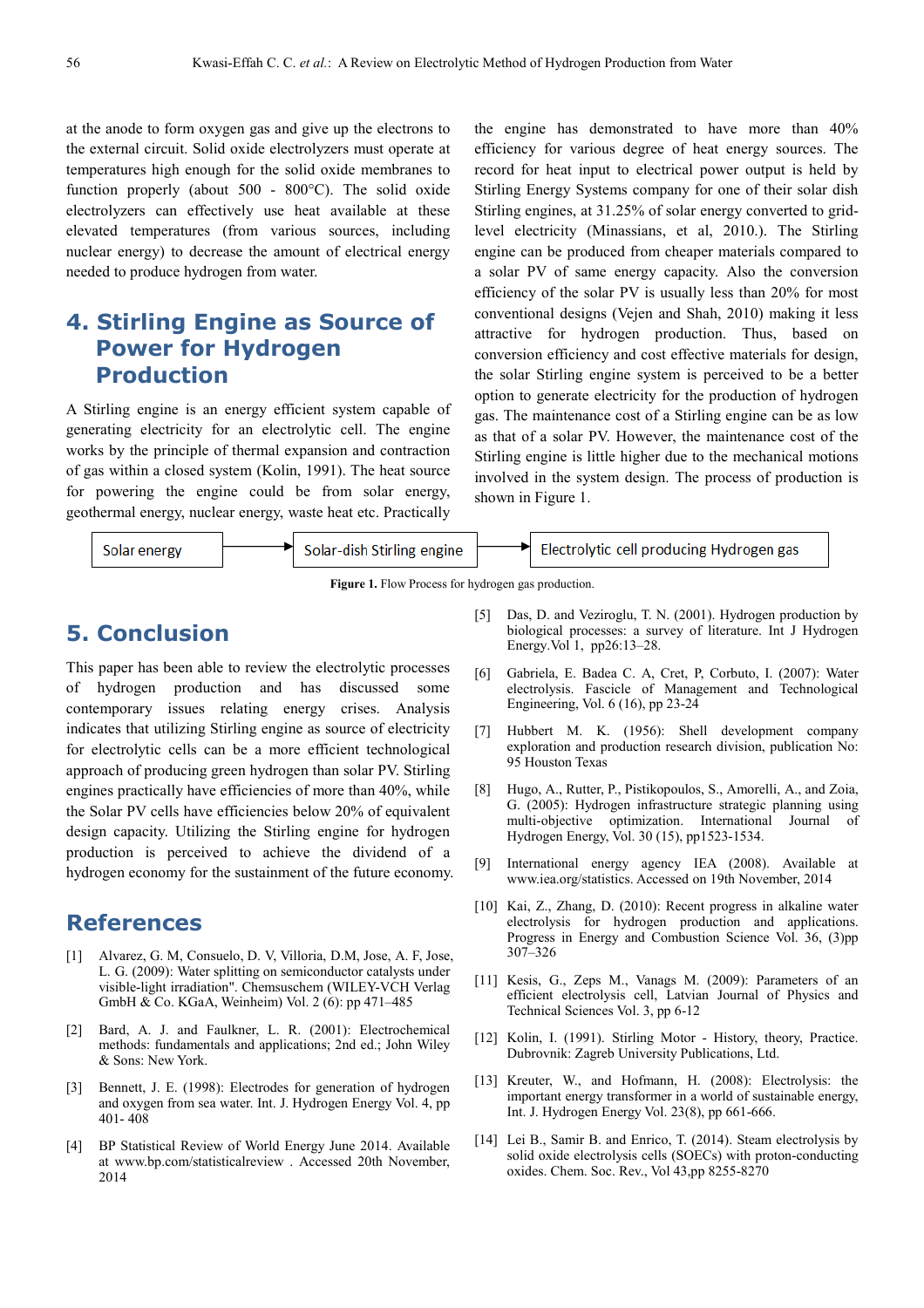at the anode to form oxygen gas and give up the electrons to the external circuit. Solid oxide electrolyzers must operate at temperatures high enough for the solid oxide membranes to function properly (about 500 - 800°C). The solid oxide electrolyzers can effectively use heat available at these elevated temperatures (from various sources, including nuclear energy) to decrease the amount of electrical energy needed to produce hydrogen from water.

## 4. Stirling Engine as Source of Power for Hydrogen Production

A Stirling engine is an energy efficient system capable of generating electricity for an electrolytic cell. The engine works by the principle of thermal expansion and contraction of gas within a closed system (Kolin, 1991). The heat source for powering the engine could be from solar energy, geothermal energy, nuclear energy, waste heat etc. Practically the engine has demonstrated to have more than 40% efficiency for various degree of heat energy sources. The record for heat input to electrical power output is held by Stirling Energy Systems company for one of their solar dish Stirling engines, at 31.25% of solar energy converted to grid-level electricity (Minassians, et al, 2010.). The Stirling engine can be produced from cheaper materials compared to a solar PV of same energy capacity. Also the conversion efficiency of the solar PV is usually less than 20% for most conventional designs (Vejen and Shah, 2010) making it less attractive for hydrogen production. Thus, based on conversion efficiency and cost effective materials for design, the solar Stirling engine system is perceived to be a better option to generate electricity for the production of hydrogen gas. The maintenance cost of a Stirling engine can be as low as that of a solar PV. However, the maintenance cost of the Stirling engine is little higher due to the mechanical motions involved in the system design. The process of production is shown in Figure 1.

Solar energy → Solar-dish Stirling engine → Electrolytic cell producing Hydrogen gas

**Figure 1.** Flow Process for hydrogen gas production.

## 5. Conclusion

This paper has been able to review the electrolytic processes of hydrogen production and has discussed some contemporary issues relating energy crises. Analysis indicates that utilizing Stirling engine as source of electricity for electrolytic cells can be a more efficient technological approach of producing green hydrogen than solar PV. Stirling engines practically have efficiencies of more than 40%, while the Solar PV cells have efficiencies below 20% of equivalent design capacity. Utilizing the Stirling engine for hydrogen production is perceived to achieve the dividend of a hydrogen economy for the sustainment of the future economy.

## References

[1] Alvarez, G. M, Consuelo, D. V, Villoria, D.M, Jose, A. F, Jose, L. G. (2009): Water splitting on semiconductor catalysts under visible-light irradiation". Chemsuschem (WILEY-VCH Verlag GmbH & Co. KGaA, Weinheim) Vol. 2 (6): pp 471–485

[2] Bard, A. J. and Faulkner, L. R. (2001): Electrochemical methods: fundamentals and applications; 2nd ed.; John Wiley & Sons: New York.

[3] Bennett, J. E. (1998): Electrodes for generation of hydrogen and oxygen from sea water. Int. J. Hydrogen Energy Vol. 4, pp 401- 408

[4] BP Statistical Review of World Energy June 2014. Available at www.bp.com/statisticalreview . Accessed 20th November, 2014

[5] Das, D. and Veziroglu, T. N. (2001). Hydrogen production by biological processes: a survey of literature. Int J Hydrogen Energy.Vol 1, pp26:13–28.

[6] Gabriela, E. Badea C. A, Cret, P, Corbuto, I. (2007): Water electrolysis. Fascicle of Management and Technological Engineering, Vol. 6 (16), pp 23-24

[7] Hubbert M. K. (1956): Shell development company exploration and production research division, publication No: 95 Houston Texas

[8] Hugo, A., Rutter, P., Pistikopoulos, S., Amorelli, A., and Zoia, G. (2005): Hydrogen infrastructure strategic planning using multi-objective optimization. International Journal of Hydrogen Energy, Vol. 30 (15), pp1523-1534.

[9] International energy agency IEA (2008). Available at www.iea.org/statistics. Accessed on 19th November, 2014

[10] Kai, Z., Zhang, D. (2010): Recent progress in alkaline water electrolysis for hydrogen production and applications. Progress in Energy and Combustion Science Vol. 36, (3)pp 307–326

[11] Kesis, G., Zeps M., Vanags M. (2009): Parameters of an efficient electrolysis cell, Latvian Journal of Physics and Technical Sciences Vol. 3, pp 6-12

[12] Kolin, I. (1991). Stirling Motor - History, theory, Practice. Dubrovnik: Zagreb University Publications, Ltd.

[13] Kreuter, W., and Hofmann, H. (2008): Electrolysis: the important energy transformer in a world of sustainable energy, Int. J. Hydrogen Energy Vol. 23(8), pp 661-666.

[14] Lei B., Samir B. and Enrico, T. (2014). Steam electrolysis by solid oxide electrolysis cells (SOECs) with proton-conducting oxides. Chem. Soc. Rev., Vol 43,pp 8255-8270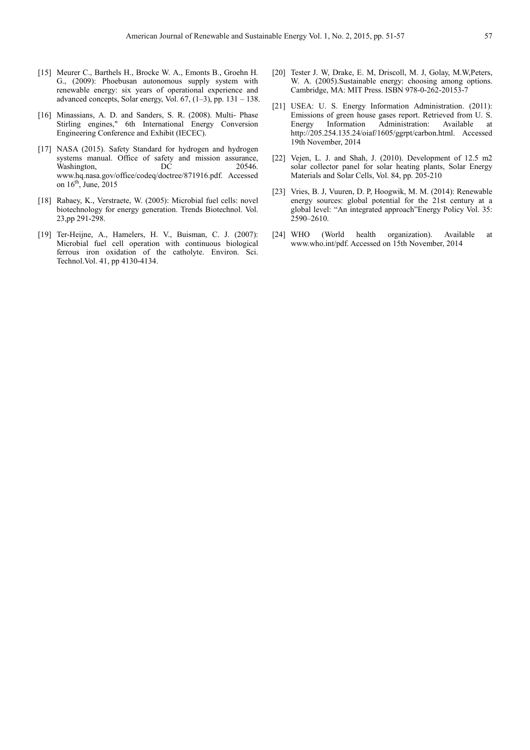[15] Meurer C., Barthels H., Brocke W. A., Emonts B., Groehn H. G., (2009): Phoebusan autonomous supply system with renewable energy: six years of operational experience and advanced concepts, Solar energy, Vol. 67, (1–3), pp. 131 – 138.

[16] Minassians, A. D. and Sanders, S. R. (2008). Multi- Phase Stirling engines," 6th International Energy Conversion Engineering Conference and Exhibit (IECEC).

[17] NASA (2015). Safety Standard for hydrogen and hydrogen systems manual. Office of safety and mission assurance, Washington, DC 20546. www.hq.nasa.gov/office/codeq/doctree/871916.pdf. Accessed on 16th, June, 2015

[18] Rabaey, K., Verstraete, W. (2005): Microbial fuel cells: novel biotechnology for energy generation. Trends Biotechnol. Vol. 23,pp 291-298.

[19] Ter-Heijne, A., Hamelers, H. V., Buisman, C. J. (2007): Microbial fuel cell operation with continuous biological ferrous iron oxidation of the catholyte. Environ. Sci. Technol.Vol. 41, pp 4130-4134.

[20] Tester J. W, Drake, E. M, Driscoll, M. J, Golay, M.W,Peters, W. A. (2005).Sustainable energy: choosing among options. Cambridge, MA: MIT Press. ISBN 978-0-262-20153-7

[21] USEA: U. S. Energy Information Administration. (2011): Emissions of green house gases report. Retrieved from U. S. Energy Information Administration: Available at http://205.254.135.24/oiaf/1605/ggrpt/carbon.html. Accessed 19th November, 2014

[22] Vejen, L. J. and Shah, J. (2010). Development of 12.5 m2 solar collector panel for solar heating plants, Solar Energy Materials and Solar Cells, Vol. 84, pp. 205-210

[23] Vries, B. J, Vuuren, D. P, Hoogwik, M. M. (2014): Renewable energy sources: global potential for the 21st century at a global level: "An integrated approach"Energy Policy Vol. 35: 2590–2610.

[24] WHO (World health organization). Available at www.who.int/pdf. Accessed on 15th November, 2014